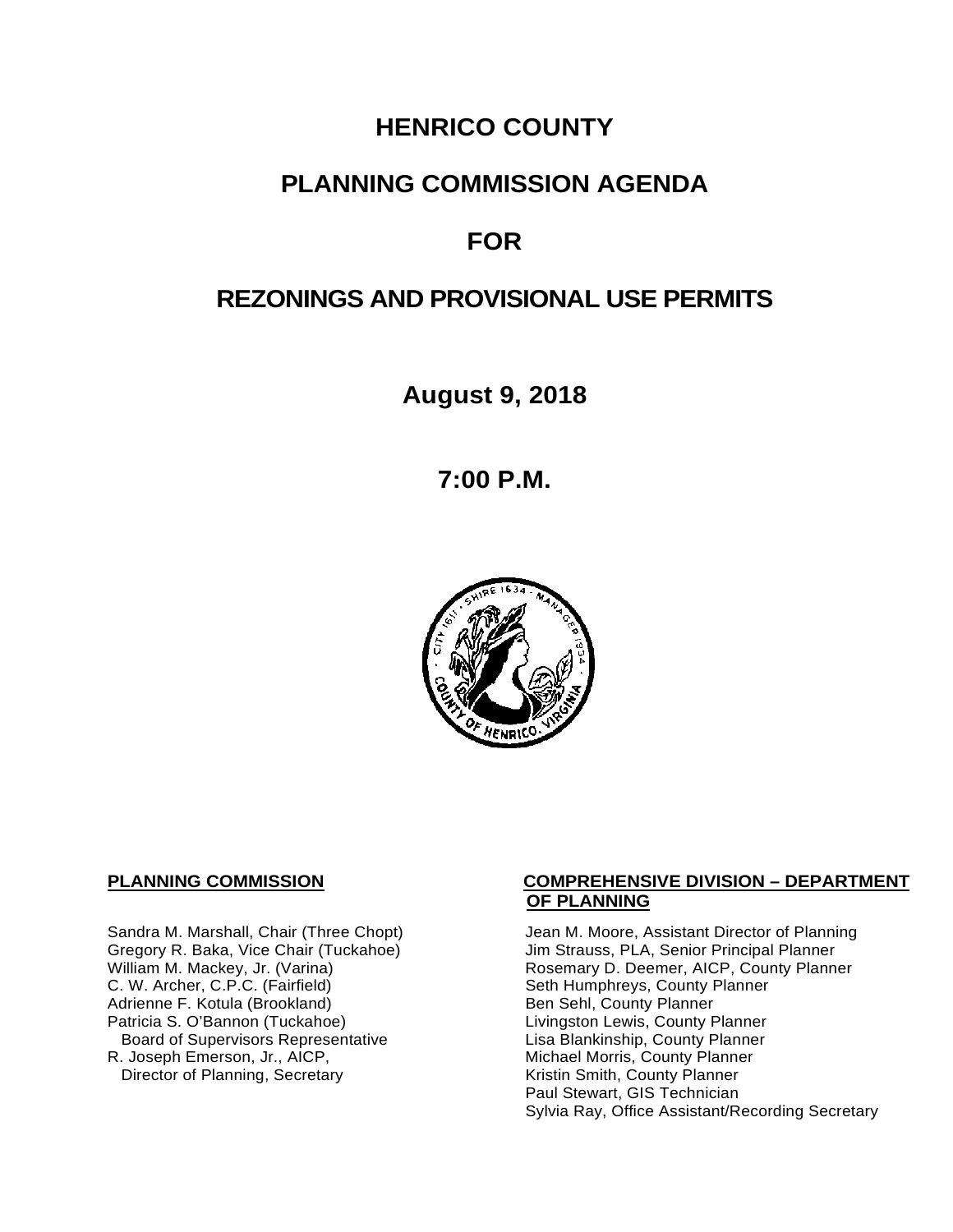# HENRICO COUNTY

# PLANNING COMMISSION AGENDA

# FOR

# REZONINGS AND PROVISIONAL USE PERMITS

**August 9, 2018**

**7:00 P.M.**

**PLANNING COMMISSION**

Sandra M. Marshall, Chair (Three Chopt)
Gregory R. Baka, Vice Chair (Tuckahoe)
William M. Mackey, Jr. (Varina)
C. W. Archer, C.P.C. (Fairfield)
Adrienne F. Kotula (Brookland)
Patricia S. O'Bannon (Tuckahoe)
Board of Supervisors Representative
R. Joseph Emerson, Jr., AICP,
Director of Planning, Secretary

**COMPREHENSIVE DIVISION – DEPARTMENT OF PLANNING**

Jean M. Moore, Assistant Director of Planning
Jim Strauss, PLA, Senior Principal Planner
Rosemary D. Deemer, AICP, County Planner
Seth Humphreys, County Planner
Ben Sehl, County Planner
Livingston Lewis, County Planner
Lisa Blankinship, County Planner
Michael Morris, County Planner
Kristin Smith, County Planner
Paul Stewart, GIS Technician
Sylvia Ray, Office Assistant/Recording Secretary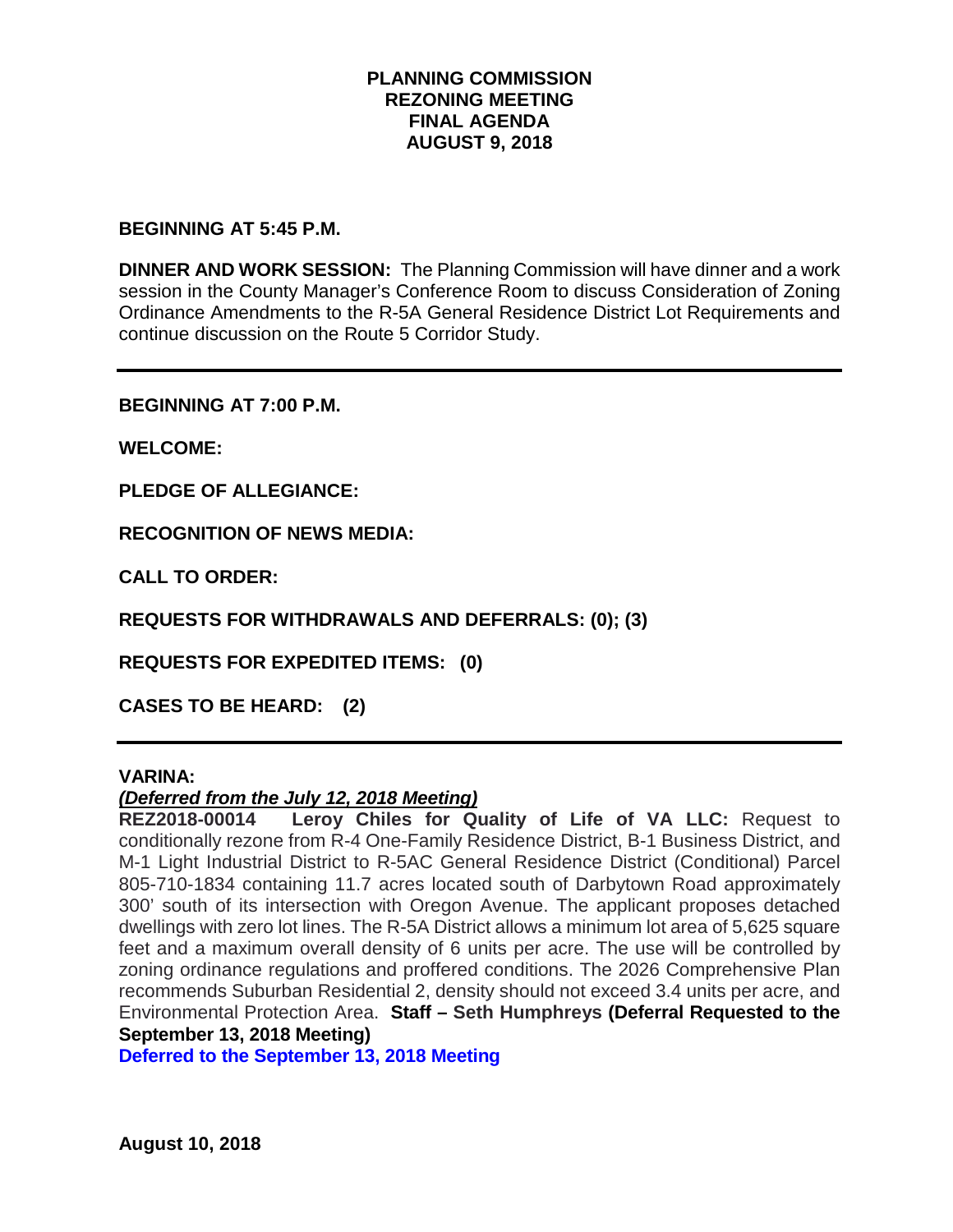# PLANNING COMMISSION
# REZONING MEETING
# FINAL AGENDA
# AUGUST 9, 2018

**BEGINNING AT 5:45 P.M.**

**DINNER AND WORK SESSION:** The Planning Commission will have dinner and a work session in the County Manager's Conference Room to discuss Consideration of Zoning Ordinance Amendments to the R-5A General Residence District Lot Requirements and continue discussion on the Route 5 Corridor Study.

---

**BEGINNING AT 7:00 P.M.**

**WELCOME:**

**PLEDGE OF ALLEGIANCE:**

**RECOGNITION OF NEWS MEDIA:**

**CALL TO ORDER:**

**REQUESTS FOR WITHDRAWALS AND DEFERRALS: (0); (3)**

**REQUESTS FOR EXPEDITED ITEMS: (0)**

**CASES TO BE HEARD: (2)**

---

**VARINA:**

***(Deferred from the July 12, 2018 Meeting)***

**REZ2018-00014 Leroy Chiles for Quality of Life of VA LLC:** Request to conditionally rezone from R-4 One-Family Residence District, B-1 Business District, and M-1 Light Industrial District to R-5AC General Residence District (Conditional) Parcel 805-710-1834 containing 11.7 acres located south of Darbytown Road approximately 300' south of its intersection with Oregon Avenue. The applicant proposes detached dwellings with zero lot lines. The R-5A District allows a minimum lot area of 5,625 square feet and a maximum overall density of 6 units per acre. The use will be controlled by zoning ordinance regulations and proffered conditions. The 2026 Comprehensive Plan recommends Suburban Residential 2, density should not exceed 3.4 units per acre, and Environmental Protection Area. **Staff – Seth Humphreys (Deferral Requested to the September 13, 2018 Meeting)**

**Deferred to the September 13, 2018 Meeting**

**August 10, 2018**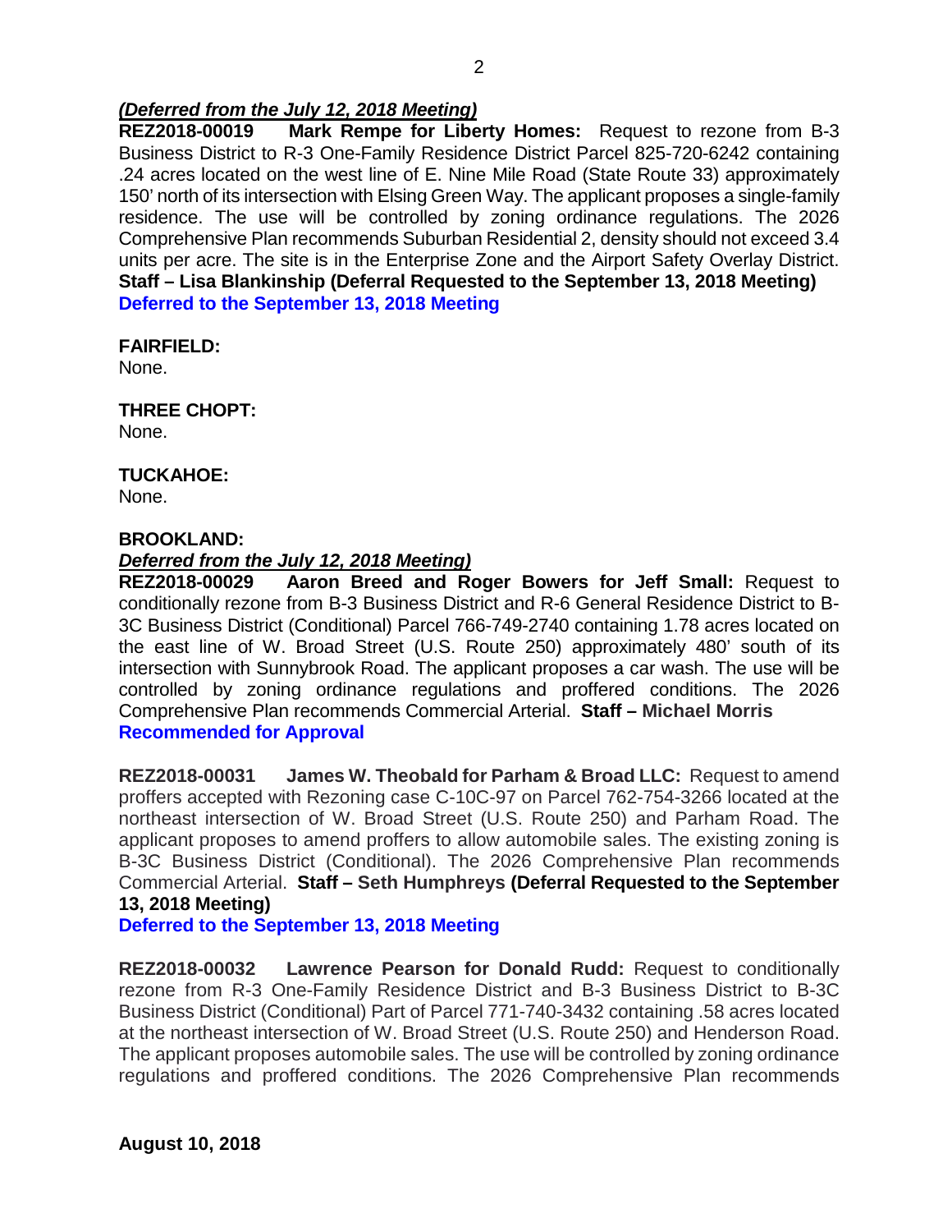***(Deferred from the July 12, 2018 Meeting)***

**REZ2018-00019 Mark Rempe for Liberty Homes:** Request to rezone from B-3 Business District to R-3 One-Family Residence District Parcel 825-720-6242 containing .24 acres located on the west line of E. Nine Mile Road (State Route 33) approximately 150' north of its intersection with Elsing Green Way. The applicant proposes a single-family residence. The use will be controlled by zoning ordinance regulations. The 2026 Comprehensive Plan recommends Suburban Residential 2, density should not exceed 3.4 units per acre. The site is in the Enterprise Zone and the Airport Safety Overlay District. **Staff – Lisa Blankinship (Deferral Requested to the September 13, 2018 Meeting)**
**Deferred to the September 13, 2018 Meeting**

**FAIRFIELD:**
None.

**THREE CHOPT:**
None.

**TUCKAHOE:**
None.

**BROOKLAND:**
***(Deferred from the July 12, 2018 Meeting)***

**REZ2018-00029 Aaron Breed and Roger Bowers for Jeff Small:** Request to conditionally rezone from B-3 Business District and R-6 General Residence District to B-3C Business District (Conditional) Parcel 766-749-2740 containing 1.78 acres located on the east line of W. Broad Street (U.S. Route 250) approximately 480' south of its intersection with Sunnybrook Road. The applicant proposes a car wash. The use will be controlled by zoning ordinance regulations and proffered conditions. The 2026 Comprehensive Plan recommends Commercial Arterial. **Staff – Michael Morris**
**Recommended for Approval**

**REZ2018-00031 James W. Theobald for Parham & Broad LLC:** Request to amend proffers accepted with Rezoning case C-10C-97 on Parcel 762-754-3266 located at the northeast intersection of W. Broad Street (U.S. Route 250) and Parham Road. The applicant proposes to amend proffers to allow automobile sales. The existing zoning is B-3C Business District (Conditional). The 2026 Comprehensive Plan recommends Commercial Arterial. **Staff – Seth Humphreys (Deferral Requested to the September 13, 2018 Meeting)**
**Deferred to the September 13, 2018 Meeting**

**REZ2018-00032 Lawrence Pearson for Donald Rudd:** Request to conditionally rezone from R-3 One-Family Residence District and B-3 Business District to B-3C Business District (Conditional) Part of Parcel 771-740-3432 containing .58 acres located at the northeast intersection of W. Broad Street (U.S. Route 250) and Henderson Road. The applicant proposes automobile sales. The use will be controlled by zoning ordinance regulations and proffered conditions. The 2026 Comprehensive Plan recommends

**August 10, 2018**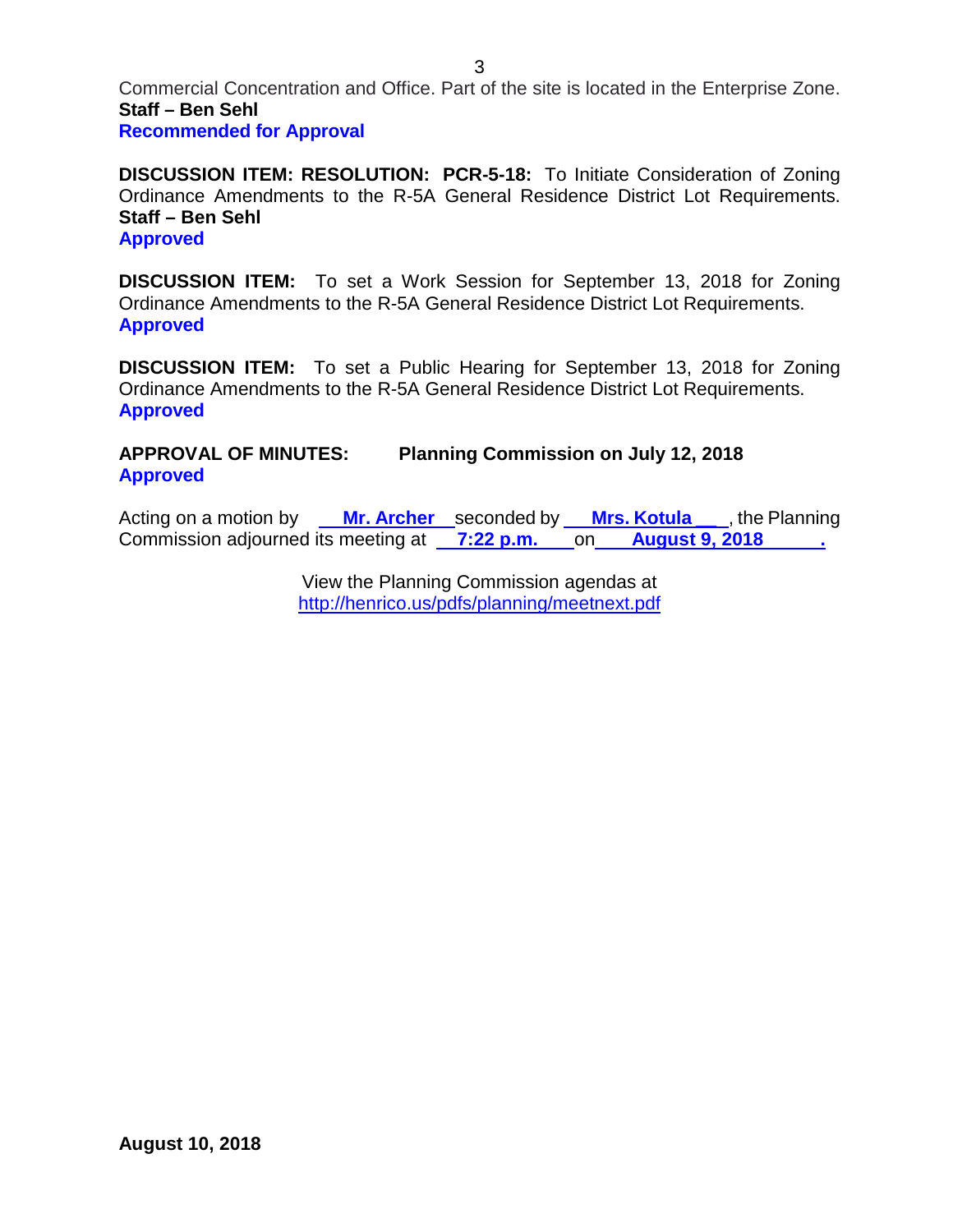Commercial Concentration and Office. Part of the site is located in the Enterprise Zone.
**Staff – Ben Sehl**
**Recommended for Approval**

**DISCUSSION ITEM: RESOLUTION: PCR-5-18:** To Initiate Consideration of Zoning Ordinance Amendments to the R-5A General Residence District Lot Requirements.
**Staff – Ben Sehl**
**Approved**

**DISCUSSION ITEM:** To set a Work Session for September 13, 2018 for Zoning Ordinance Amendments to the R-5A General Residence District Lot Requirements.
**Approved**

**DISCUSSION ITEM:** To set a Public Hearing for September 13, 2018 for Zoning Ordinance Amendments to the R-5A General Residence District Lot Requirements.
**Approved**

**APPROVAL OF MINUTES: Planning Commission on July 12, 2018**
**Approved**

Acting on a motion by **Mr. Archer** seconded by **Mrs. Kotula**, the Planning Commission adjourned its meeting at **7:22 p.m.** on **August 9, 2018.**

View the Planning Commission agendas at
http://henrico.us/pdfs/planning/meetnext.pdf

**August 10, 2018**